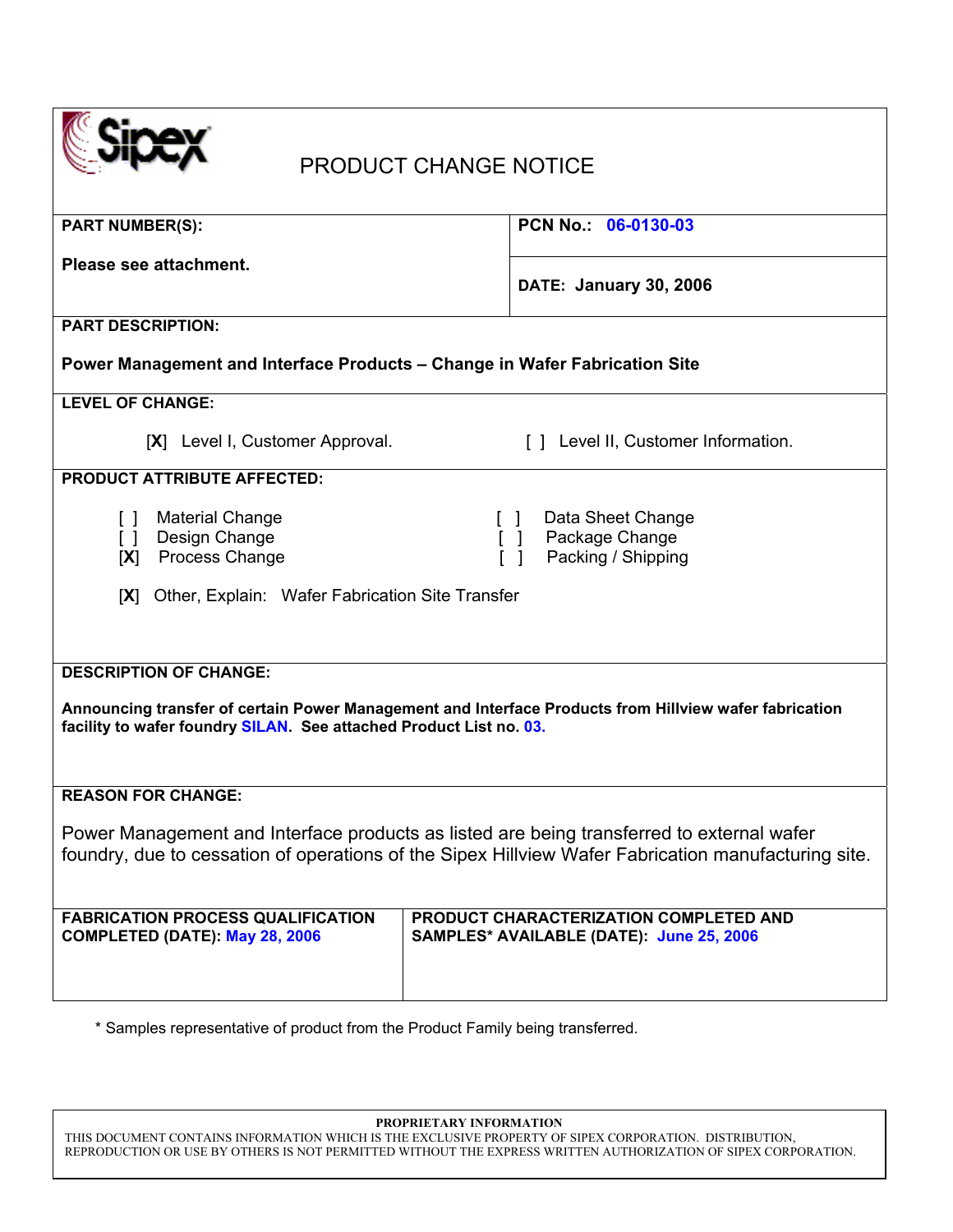# PRODUCT CHANGE NOTICE

**PART NUMBER(S):**

**Please see attachment.**

**PCN No.:** **06-0130-03**

**DATE: January 30, 2006**

**PART DESCRIPTION:**

**Power Management and Interface Products – Change in Wafer Fabrication Site**

**LEVEL OF CHANGE:**

[**X**] Level I, Customer Approval.

[ ] Level II, Customer Information.

**PRODUCT ATTRIBUTE AFFECTED:**

[ ] Material Change
[ ] Design Change
[**X**] Process Change

[ ] Data Sheet Change
[ ] Package Change
[ ] Packing / Shipping

[**X**] Other, Explain: Wafer Fabrication Site Transfer

**DESCRIPTION OF CHANGE:**

**Announcing transfer of certain Power Management and Interface Products from Hillview wafer fabrication facility to wafer foundry SILAN. See attached Product List no. 03.**

**REASON FOR CHANGE:**

Power Management and Interface products as listed are being transferred to external wafer foundry, due to cessation of operations of the Sipex Hillview Wafer Fabrication manufacturing site.

| **FABRICATION PROCESS QUALIFICATION COMPLETED (DATE): May 28, 2006** | **PRODUCT CHARACTERIZATION COMPLETED AND SAMPLES* AVAILABLE (DATE): June 25, 2006** |
|---|---|

* Samples representative of product from the Product Family being transferred.

**PROPRIETARY INFORMATION**

THIS DOCUMENT CONTAINS INFORMATION WHICH IS THE EXCLUSIVE PROPERTY OF SIPEX CORPORATION. DISTRIBUTION, REPRODUCTION OR USE BY OTHERS IS NOT PERMITTED WITHOUT THE EXPRESS WRITTEN AUTHORIZATION OF SIPEX CORPORATION.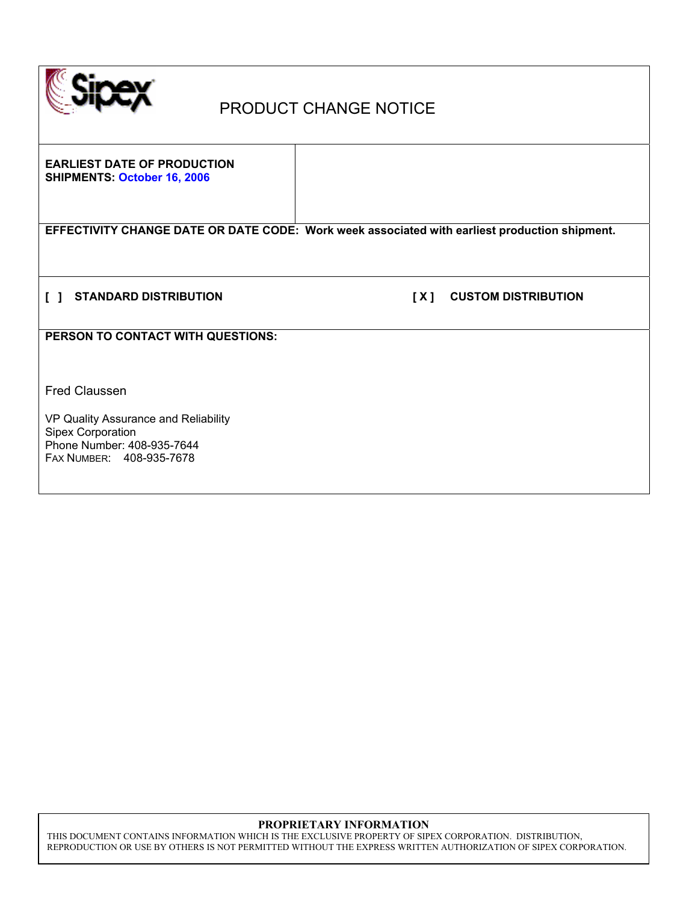# PRODUCT CHANGE NOTICE

**EARLIEST DATE OF PRODUCTION SHIPMENTS:** **October 16, 2006**

**EFFECTIVITY CHANGE DATE OR DATE CODE: Work week associated with earliest production shipment.**

**[ ] STANDARD DISTRIBUTION** **[ X ] CUSTOM DISTRIBUTION**

**PERSON TO CONTACT WITH QUESTIONS:**

Fred Claussen

VP Quality Assurance and Reliability
Sipex Corporation
Phone Number: 408-935-7644
FAX NUMBER: 408-935-7678

**PROPRIETARY INFORMATION**

THIS DOCUMENT CONTAINS INFORMATION WHICH IS THE EXCLUSIVE PROPERTY OF SIPEX CORPORATION. DISTRIBUTION, REPRODUCTION OR USE BY OTHERS IS NOT PERMITTED WITHOUT THE EXPRESS WRITTEN AUTHORIZATION OF SIPEX CORPORATION.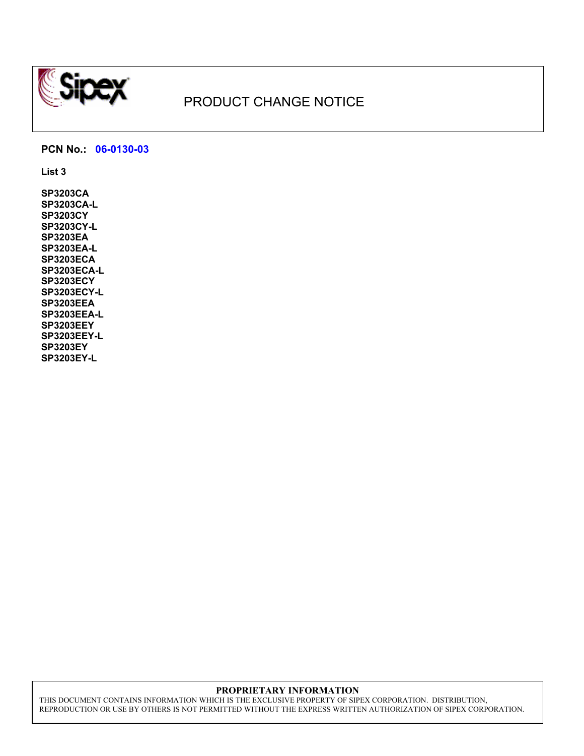# PRODUCT CHANGE NOTICE

**PCN No.: 06-0130-03**

**List 3**

**SP3203CA**
**SP3203CA-L**
**SP3203CY**
**SP3203CY-L**
**SP3203EA**
**SP3203EA-L**
**SP3203ECA**
**SP3203ECA-L**
**SP3203ECY**
**SP3203ECY-L**
**SP3203EEA**
**SP3203EEA-L**
**SP3203EEY**
**SP3203EEY-L**
**SP3203EY**
**SP3203EY-L**

**PROPRIETARY INFORMATION**

THIS DOCUMENT CONTAINS INFORMATION WHICH IS THE EXCLUSIVE PROPERTY OF SIPEX CORPORATION. DISTRIBUTION, REPRODUCTION OR USE BY OTHERS IS NOT PERMITTED WITHOUT THE EXPRESS WRITTEN AUTHORIZATION OF SIPEX CORPORATION.